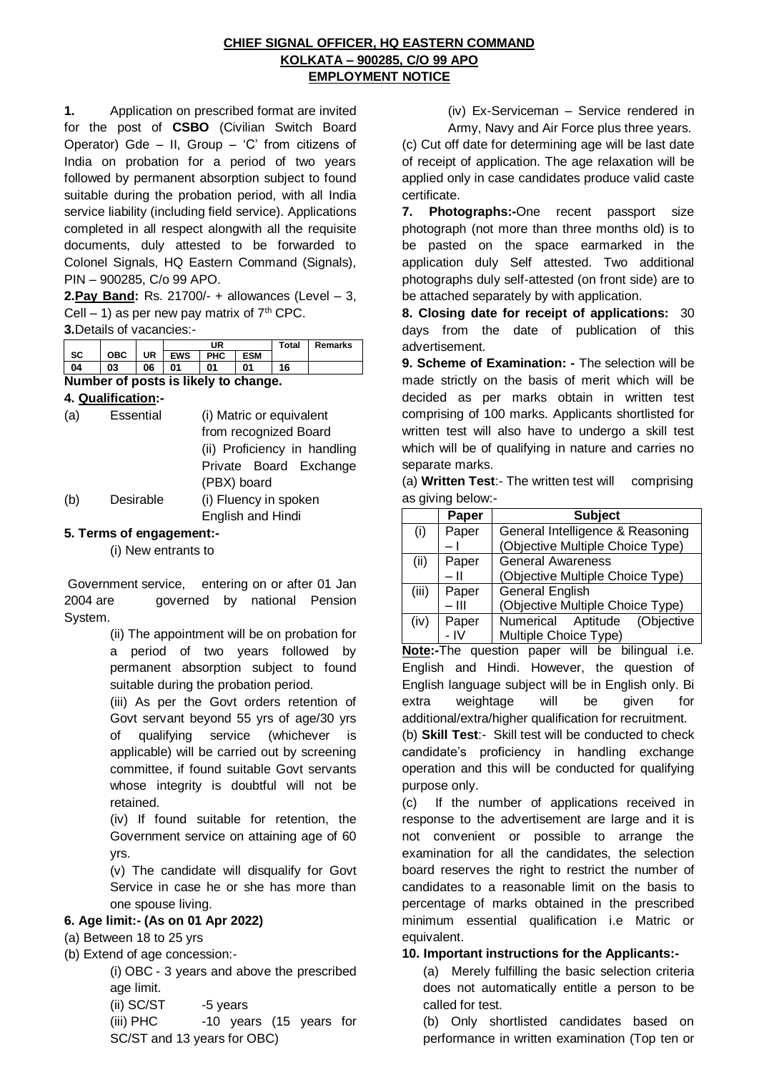**CHIEF SIGNAL OFFICER, HQ EASTERN COMMAND**
**KOLKATA – 900285, C/O 99 APO**
**EMPLOYMENT NOTICE**

**1.** Application on prescribed format are invited for the post of **CSBO** (Civilian Switch Board Operator) Gde – II, Group – 'C' from citizens of India on probation for a period of two years followed by permanent absorption subject to found suitable during the probation period, with all India service liability (including field service). Applications completed in all respect alongwith all the requisite documents, duly attested to be forwarded to Colonel Signals, HQ Eastern Command (Signals), PIN – 900285, C/o 99 APO.

**2.Pay Band:** Rs. 21700/- + allowances (Level – 3, Cell – 1) as per new pay matrix of 7th CPC.

**3.**Details of vacancies:-

| SC | OBC | UR | UR | | | Total | Remarks |
|---|---|---|---|---|---|---|---|
| | | | EWS | PHC | ESM | | |
| 04 | 03 | 06 | 01 | 01 | 01 | 16 | |

**Number of posts is likely to change.**

**4. Qualification:-**

(a) Essential (i) Matric or equivalent from recognized Board
(ii) Proficiency in handling Private Board Exchange (PBX) board

(b) Desirable (i) Fluency in spoken English and Hindi

**5. Terms of engagement:-**

(i) New entrants to Government service, entering on or after 01 Jan 2004 are governed by national Pension System.

(ii) The appointment will be on probation for a period of two years followed by permanent absorption subject to found suitable during the probation period.

(iii) As per the Govt orders retention of Govt servant beyond 55 yrs of age/30 yrs of qualifying service (whichever is applicable) will be carried out by screening committee, if found suitable Govt servants whose integrity is doubtful will not be retained.

(iv) If found suitable for retention, the Government service on attaining age of 60 yrs.

(v) The candidate will disqualify for Govt Service in case he or she has more than one spouse living.

**6. Age limit:- (As on 01 Apr 2022)**

(a) Between 18 to 25 yrs

(b) Extend of age concession:-

(i) OBC - 3 years and above the prescribed age limit.

(ii) SC/ST -5 years

(iii) PHC -10 years (15 years for SC/ST and 13 years for OBC)

(iv) Ex-Serviceman – Service rendered in Army, Navy and Air Force plus three years.

(c) Cut off date for determining age will be last date of receipt of application. The age relaxation will be applied only in case candidates produce valid caste certificate.

**7. Photographs:-**One recent passport size photograph (not more than three months old) is to be pasted on the space earmarked in the application duly Self attested. Two additional photographs duly self-attested (on front side) are to be attached separately by with application.

**8. Closing date for receipt of applications:** 30 days from the date of publication of this advertisement.

**9. Scheme of Examination: -** The selection will be made strictly on the basis of merit which will be decided as per marks obtain in written test comprising of 100 marks. Applicants shortlisted for written test will also have to undergo a skill test which will be of qualifying in nature and carries no separate marks.

(a) **Written Test**:- The written test will comprising as giving below:-

| | Paper | Subject |
|---|---|---|
| (i) | Paper – I | General Intelligence & Reasoning (Objective Multiple Choice Type) |
| (ii) | Paper – II | General Awareness (Objective Multiple Choice Type) |
| (iii) | Paper – III | General English (Objective Multiple Choice Type) |
| (iv) | Paper - IV | Numerical Aptitude (Objective Multiple Choice Type) |

**Note:-**The question paper will be bilingual i.e. English and Hindi. However, the question of English language subject will be in English only. Bi extra weightage will be given for additional/extra/higher qualification for recruitment.

(b) **Skill Test**:- Skill test will be conducted to check candidate's proficiency in handling exchange operation and this will be conducted for qualifying purpose only.

(c) If the number of applications received in response to the advertisement are large and it is not convenient or possible to arrange the examination for all the candidates, the selection board reserves the right to restrict the number of candidates to a reasonable limit on the basis to percentage of marks obtained in the prescribed minimum essential qualification i.e Matric or equivalent.

**10. Important instructions for the Applicants:-**

(a) Merely fulfilling the basic selection criteria does not automatically entitle a person to be called for test.

(b) Only shortlisted candidates based on performance in written examination (Top ten or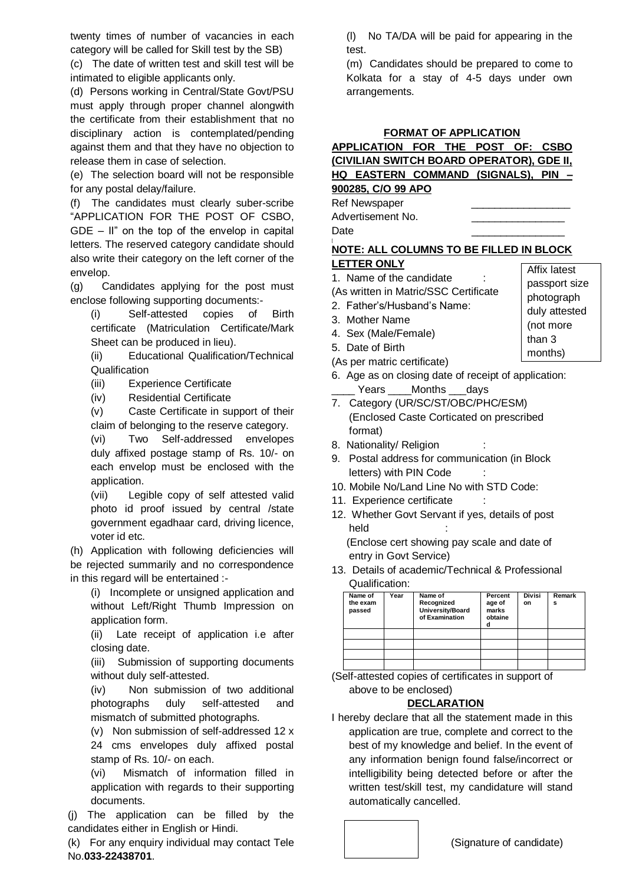twenty times of number of vacancies in each category will be called for Skill test by the SB)

(c) The date of written test and skill test will be intimated to eligible applicants only.

(d) Persons working in Central/State Govt/PSU must apply through proper channel alongwith the certificate from their establishment that no disciplinary action is contemplated/pending against them and that they have no objection to release them in case of selection.

(e) The selection board will not be responsible for any postal delay/failure.

(f) The candidates must clearly suber-scribe "APPLICATION FOR THE POST OF CSBO, GDE – II" on the top of the envelop in capital letters. The reserved category candidate should also write their category on the left corner of the envelop.

(g) Candidates applying for the post must enclose following supporting documents:-

(i) Self-attested copies of Birth certificate (Matriculation Certificate/Mark Sheet can be produced in lieu).

(ii) Educational Qualification/Technical Qualification

(iii) Experience Certificate

(iv) Residential Certificate

(v) Caste Certificate in support of their claim of belonging to the reserve category.

(vi) Two Self-addressed envelopes duly affixed postage stamp of Rs. 10/- on each envelop must be enclosed with the application.

(vii) Legible copy of self attested valid photo id proof issued by central /state government egadhaar card, driving licence, voter id etc.

(h) Application with following deficiencies will be rejected summarily and no correspondence in this regard will be entertained :-

(i) Incomplete or unsigned application and without Left/Right Thumb Impression on application form.

(ii) Late receipt of application i.e after closing date.

(iii) Submission of supporting documents without duly self-attested.

(iv) Non submission of two additional photographs duly self-attested and mismatch of submitted photographs.

(v) Non submission of self-addressed 12 x 24 cms envelopes duly affixed postal stamp of Rs. 10/- on each.

(vi) Mismatch of information filled in application with regards to their supporting documents.

(j) The application can be filled by the candidates either in English or Hindi.

(k) For any enquiry individual may contact Tele No.**033-22438701**.

(l) No TA/DA will be paid for appearing in the test.

(m) Candidates should be prepared to come to Kolkata for a stay of 4-5 days under own arrangements.

## FORMAT OF APPLICATION

**APPLICATION FOR THE POST OF: CSBO (CIVILIAN SWITCH BOARD OPERATOR), GDE II, HQ EASTERN COMMAND (SIGNALS), PIN – 900285, C/O 99 APO**

Ref Newspaper ________________

Advertisement No. ________________

Date ________________

**NOTE: ALL COLUMNS TO BE FILLED IN BLOCK LETTER ONLY**

Affix latest passport size photograph duly attested (not more than 3 months)

1. Name of the candidate :
(As written in Matric/SSC Certificate
2. Father's/Husband's Name:
3. Mother Name
4. Sex (Male/Female)
5. Date of Birth
(As per matric certificate)
6. Age as on closing date of receipt of application:
____ Years ____Months ___days
7. Category (UR/SC/ST/OBC/PHC/ESM)
(Enclosed Caste Corticated on prescribed format)
8. Nationality/ Religion :
9. Postal address for communication (in Block letters) with PIN Code :
10. Mobile No/Land Line No with STD Code:
11. Experience certificate :
12. Whether Govt Servant if yes, details of post held :
(Enclose cert showing pay scale and date of entry in Govt Service)
13. Details of academic/Technical & Professional Qualification:

| Name of the exam passed | Year | Name of Recognized University/Board of Examination | Percent age of marks obtained | Division | Remarks |
|---|---|---|---|---|---|
| | | | | | |
| | | | | | |
| | | | | | |
| | | | | | |

(Self-attested copies of certificates in support of above to be enclosed)

**DECLARATION**

I hereby declare that all the statement made in this application are true, complete and correct to the best of my knowledge and belief. In the event of any information benign found false/incorrect or intelligibility being detected before or after the written test/skill test, my candidature will stand automatically cancelled.

(Signature of candidate)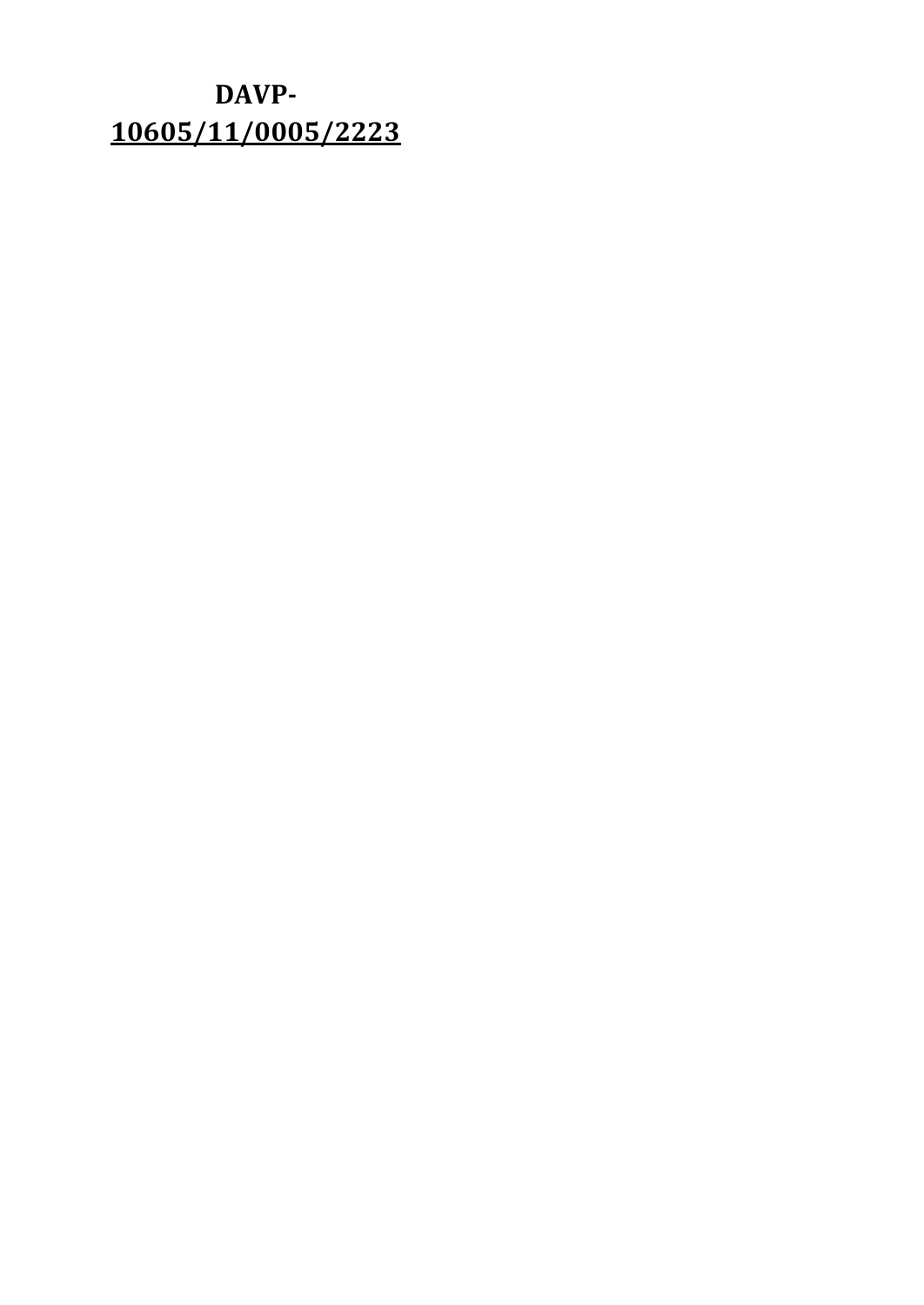**DAVP-**
**<u>10605/11/0005/2223</u>**